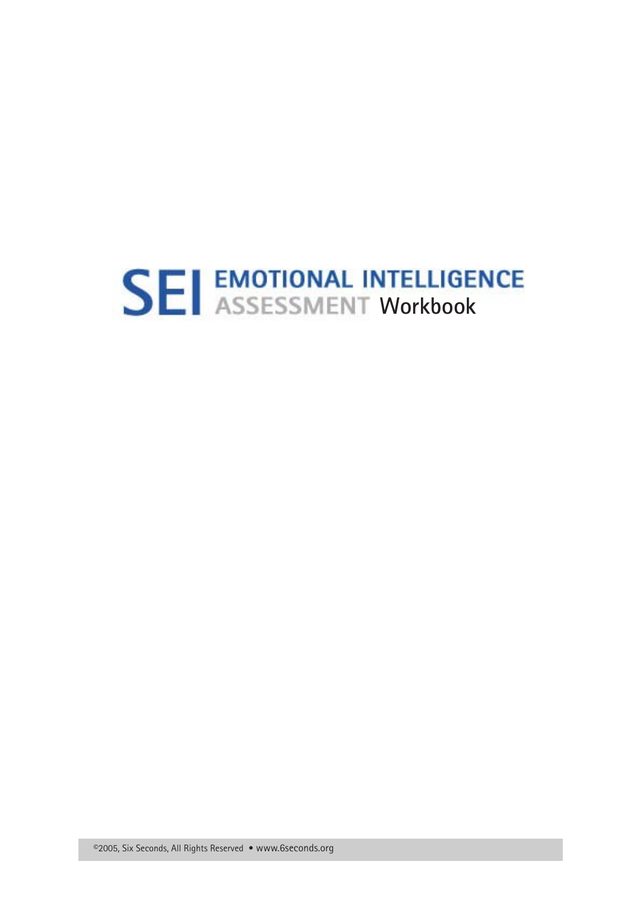# SEI EMOTIONAL INTELLIGENCE ASSESSMENT Workbook

©2005, Six Seconds, All Rights Reserved • www.6seconds.org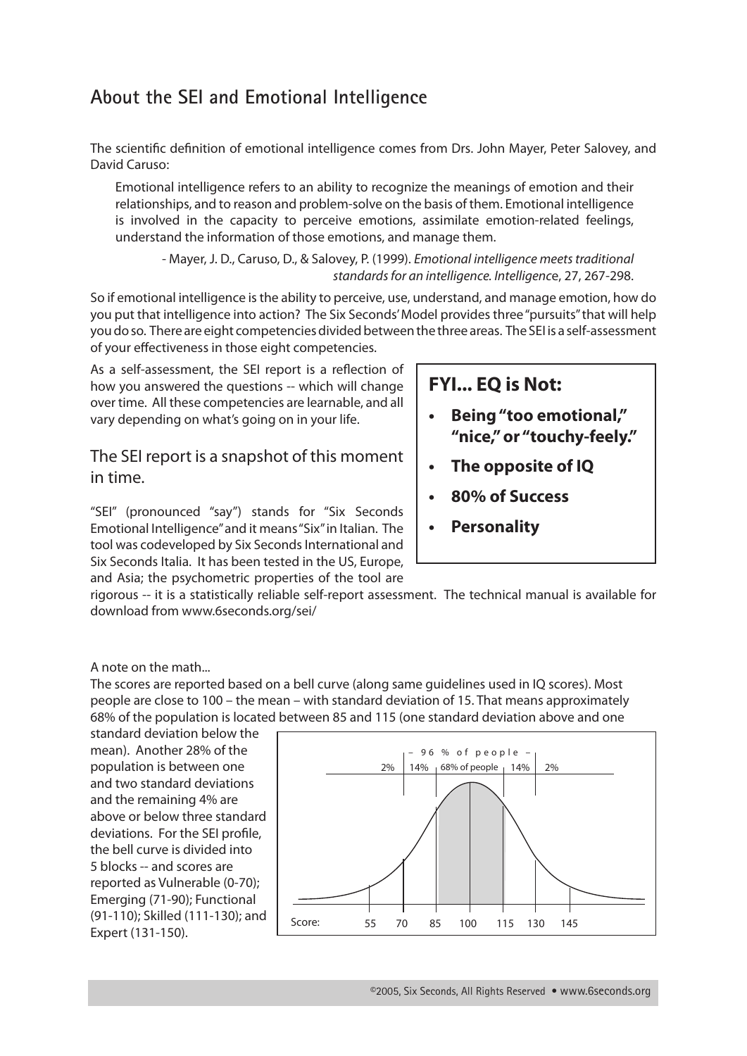## About the SEI and Emotional Intelligence

The scientific definition of emotional intelligence comes from Drs. John Mayer, Peter Salovey, and David Caruso:

> Emotional intelligence refers to an ability to recognize the meanings of emotion and their relationships, and to reason and problem-solve on the basis of them. Emotional intelligence is involved in the capacity to perceive emotions, assimilate emotion-related feelings, understand the information of those emotions, and manage them.
>
> \- Mayer, J. D., Caruso, D., & Salovey, P. (1999). *Emotional intelligence meets traditional standards for an intelligence. Intelligenc*e, 27, 267-298.

So if emotional intelligence is the ability to perceive, use, understand, and manage emotion, how do you put that intelligence into action? The Six Seconds' Model provides three "pursuits" that will help you do so. There are eight competencies divided between the three areas. The SEI is a self-assessment of your effectiveness in those eight competencies.

As a self-assessment, the SEI report is a reflection of how you answered the questions -- which will change over time. All these competencies are learnable, and all vary depending on what's going on in your life.

### The SEI report is a snapshot of this moment in time.

"SEI" (pronounced "say") stands for "Six Seconds Emotional Intelligence" and it means "Six" in Italian. The tool was codeveloped by Six Seconds International and Six Seconds Italia. It has been tested in the US, Europe, and Asia; the psychometric properties of the tool are rigorous -- it is a statistically reliable self-report assessment. The technical manual is available for download from www.6seconds.org/sei/

**FYI... EQ is Not:**

- **Being "too emotional," "nice," or "touchy-feely."**
- **The opposite of IQ**
- **80% of Success**
- **Personality**

A note on the math...

The scores are reported based on a bell curve (along same guidelines used in IQ scores). Most people are close to 100 – the mean – with standard deviation of 15. That means approximately 68% of the population is located between 85 and 115 (one standard deviation above and one standard deviation below the mean). Another 28% of the population is between one and two standard deviations and the remaining 4% are above or below three standard deviations. For the SEI profile, the bell curve is divided into 5 blocks -- and scores are reported as Vulnerable (0-70); Emerging (71-90); Functional (91-110); Skilled (111-130); and Expert (131-150).

– 96 % of people –

| 2% | 14% | 68% of people | 14% | 2% |
|---|---|---|---|---|

Score: 55 70 85 100 115 130 145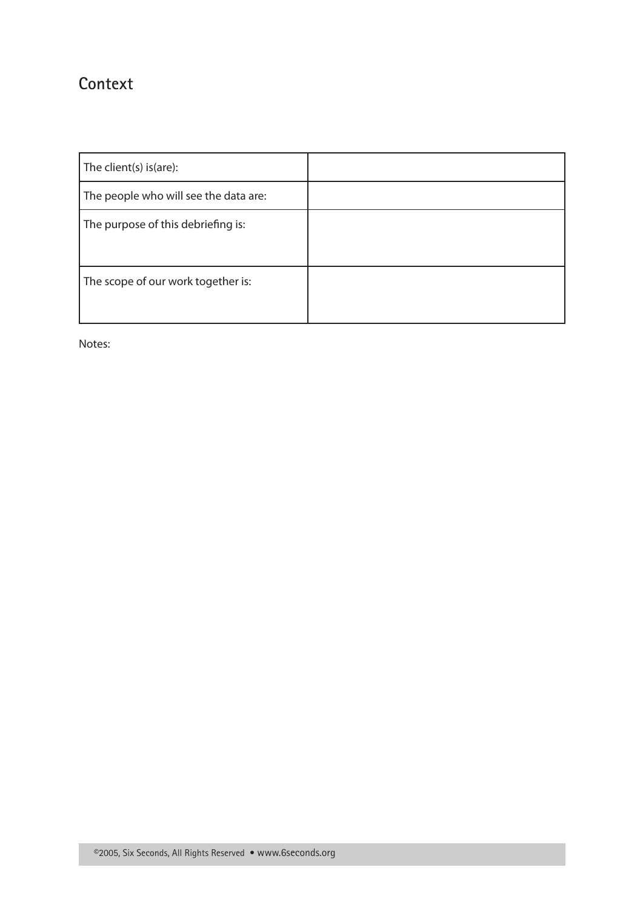## Context

| | |
|---|---|
| The client(s) is(are): | |
| The people who will see the data are: | |
| The purpose of this debriefing is: | |
| The scope of our work together is: | |

Notes: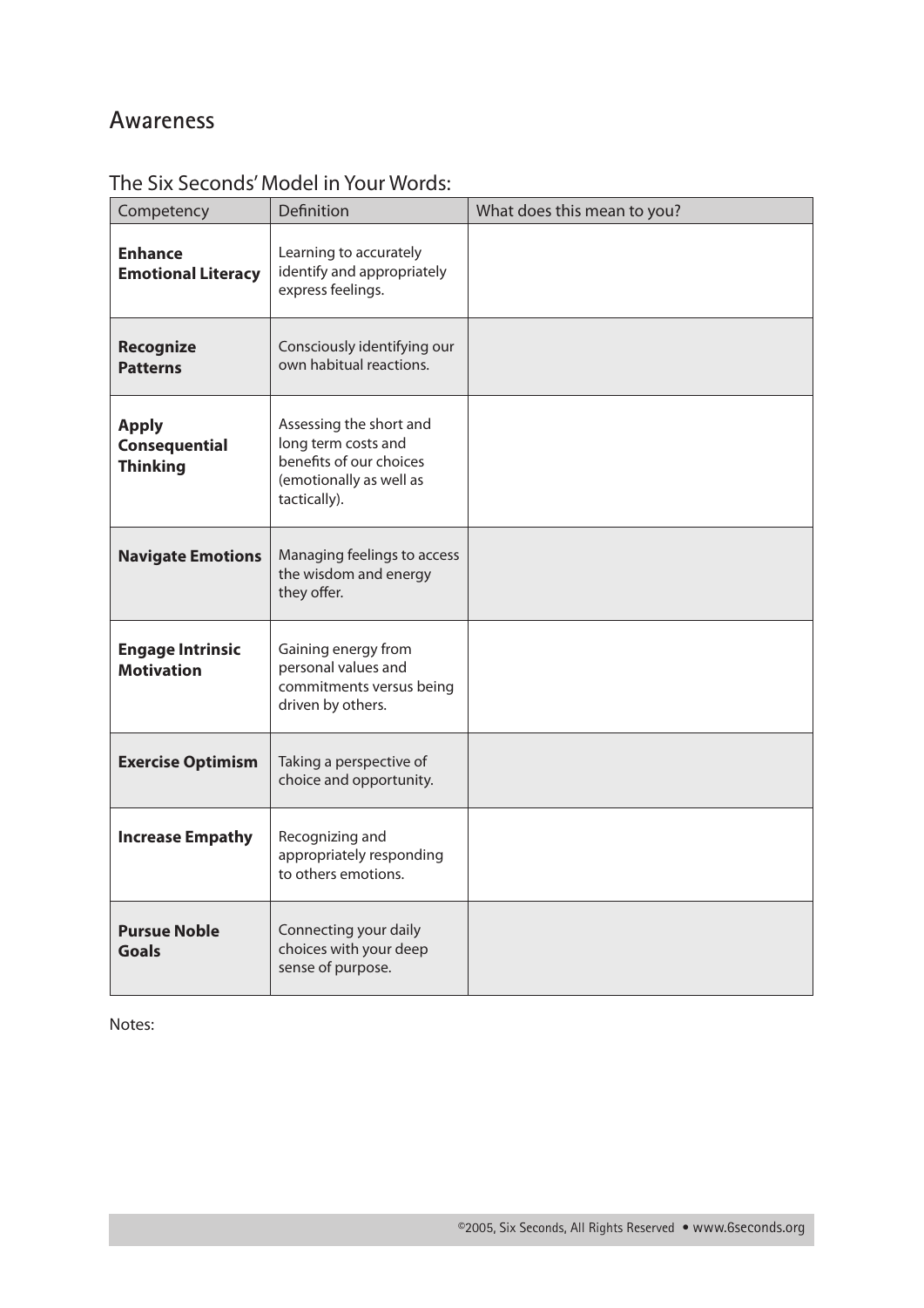# Awareness

## The Six Seconds' Model in Your Words:

| Competency | Definition | What does this mean to you? |
|---|---|---|
| **Enhance Emotional Literacy** | Learning to accurately identify and appropriately express feelings. | |
| **Recognize Patterns** | Consciously identifying our own habitual reactions. | |
| **Apply Consequential Thinking** | Assessing the short and long term costs and benefits of our choices (emotionally as well as tactically). | |
| **Navigate Emotions** | Managing feelings to access the wisdom and energy they offer. | |
| **Engage Intrinsic Motivation** | Gaining energy from personal values and commitments versus being driven by others. | |
| **Exercise Optimism** | Taking a perspective of choice and opportunity. | |
| **Increase Empathy** | Recognizing and appropriately responding to others emotions. | |
| **Pursue Noble Goals** | Connecting your daily choices with your deep sense of purpose. | |

Notes: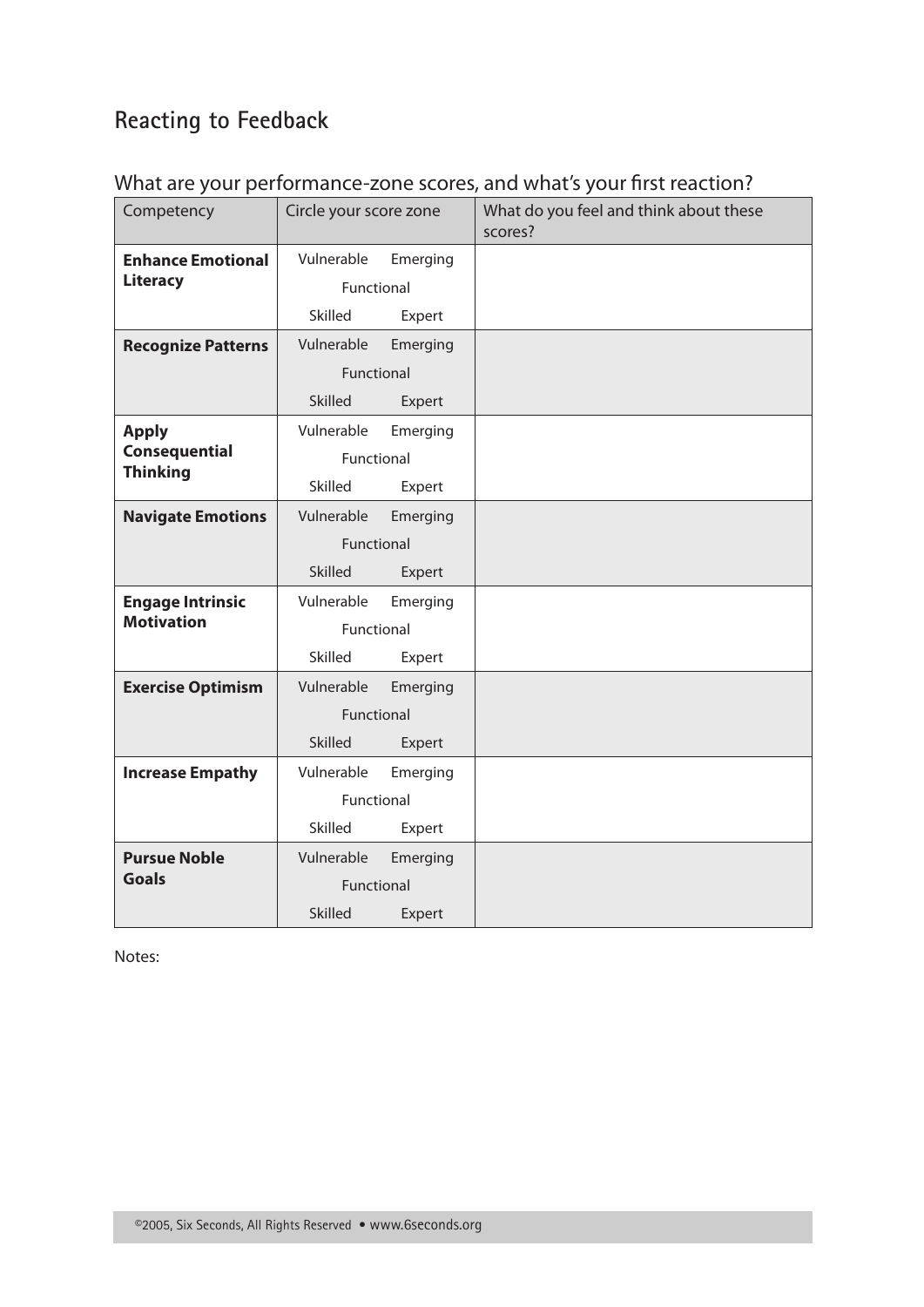## Reacting to Feedback

What are your performance-zone scores, and what's your first reaction?

| Competency | Circle your score zone | What do you feel and think about these scores? |
|---|---|---|
| **Enhance Emotional Literacy** | Vulnerable Emerging Functional Skilled Expert | |
| **Recognize Patterns** | Vulnerable Emerging Functional Skilled Expert | |
| **Apply Consequential Thinking** | Vulnerable Emerging Functional Skilled Expert | |
| **Navigate Emotions** | Vulnerable Emerging Functional Skilled Expert | |
| **Engage Intrinsic Motivation** | Vulnerable Emerging Functional Skilled Expert | |
| **Exercise Optimism** | Vulnerable Emerging Functional Skilled Expert | |
| **Increase Empathy** | Vulnerable Emerging Functional Skilled Expert | |
| **Pursue Noble Goals** | Vulnerable Emerging Functional Skilled Expert | |

Notes: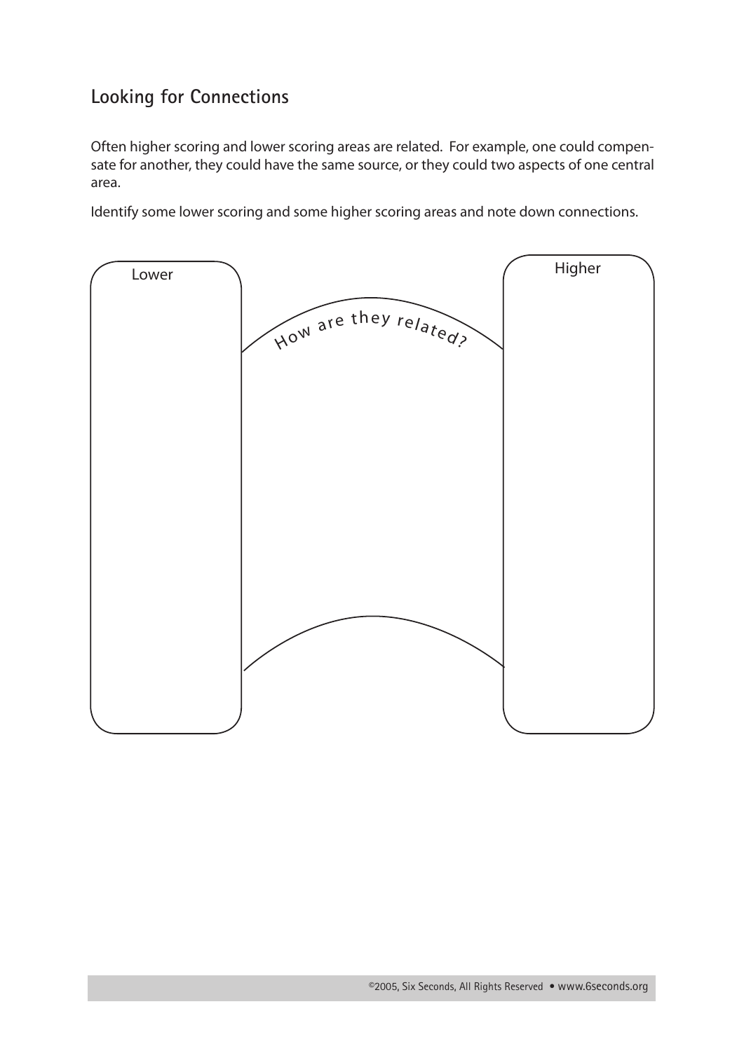## Looking for Connections

Often higher scoring and lower scoring areas are related. For example, one could compensate for another, they could have the same source, or they could two aspects of one central area.

Identify some lower scoring and some higher scoring areas and note down connections.

Lower

How are they related?

Higher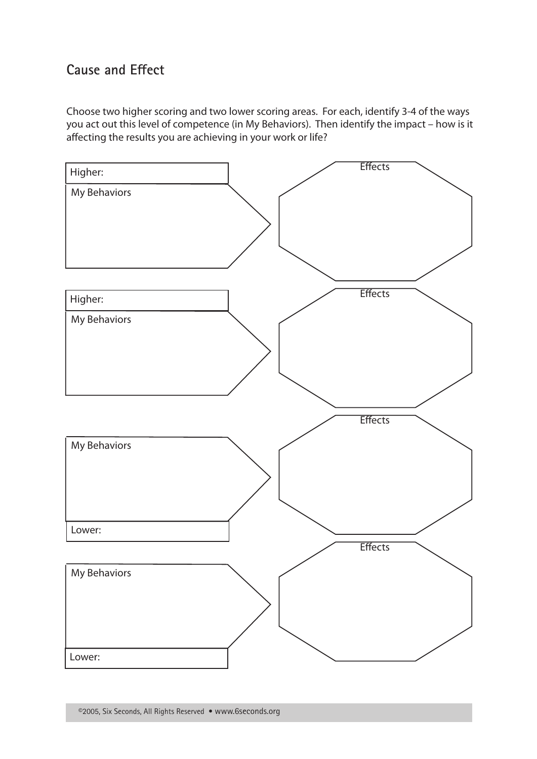## Cause and Effect

Choose two higher scoring and two lower scoring areas. For each, identify 3-4 of the ways you act out this level of competence (in My Behaviors). Then identify the impact – how is it affecting the results you are achieving in your work or life?

Higher:

My Behaviors

Effects

Higher:

My Behaviors

Effects

My Behaviors

Lower:

Effects

My Behaviors

Lower:

Effects

©2005, Six Seconds, All Rights Reserved • www.6seconds.org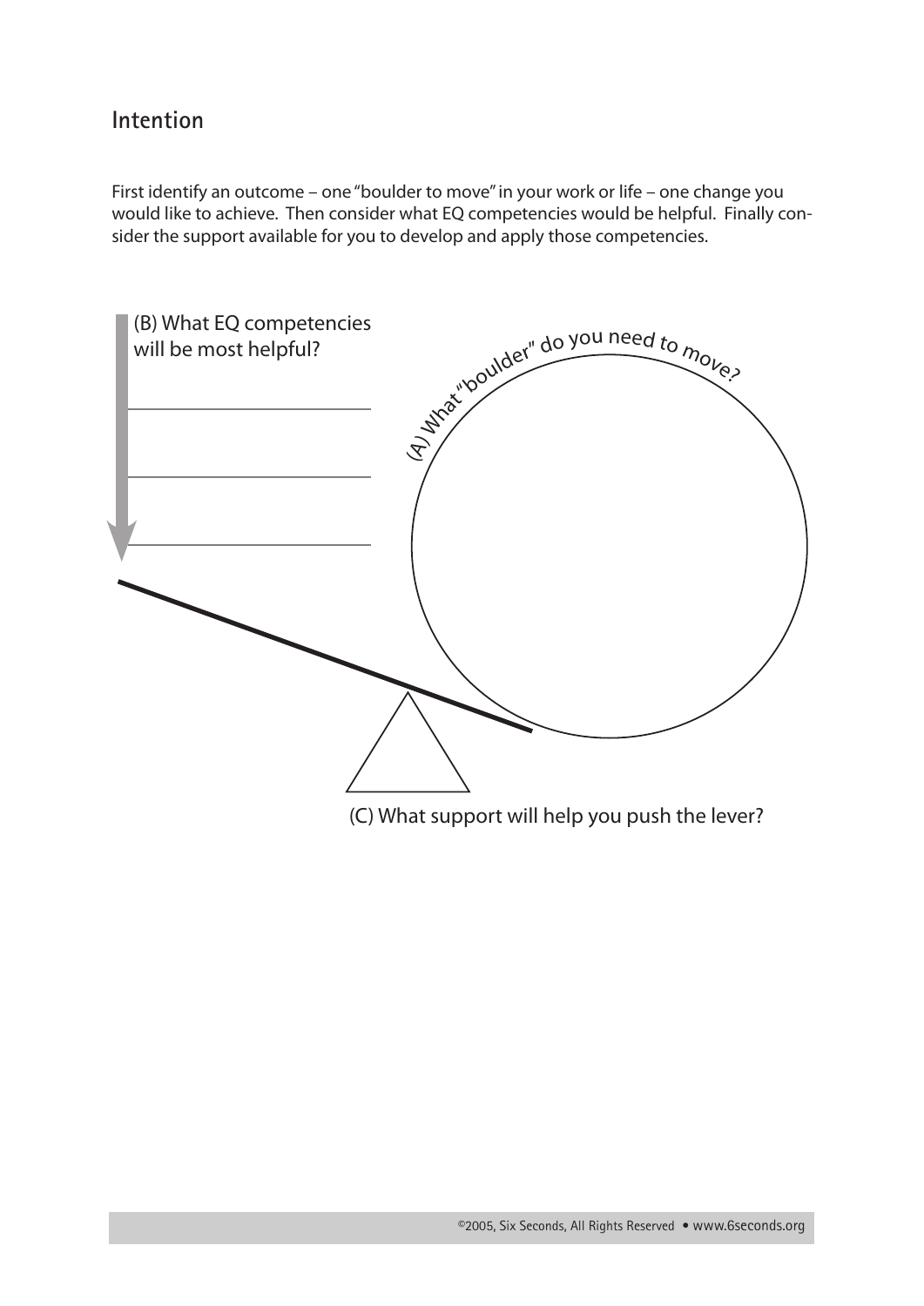## Intention

First identify an outcome – one "boulder to move" in your work or life – one change you would like to achieve. Then consider what EQ competencies would be helpful. Finally consider the support available for you to develop and apply those competencies.

(B) What EQ competencies will be most helpful?

(A) What "boulder" do you need to move?

(C) What support will help you push the lever?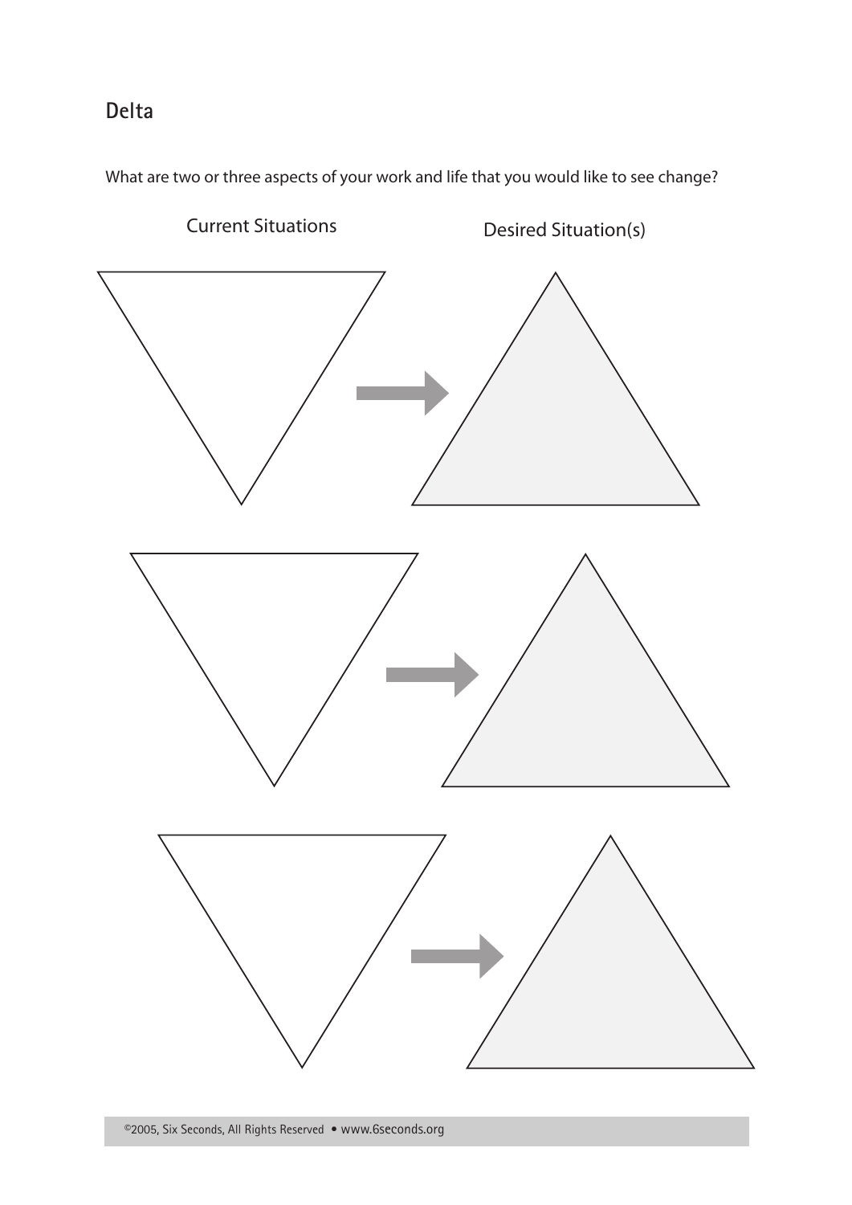## Delta

What are two or three aspects of your work and life that you would like to see change?

Current Situations

Desired Situation(s)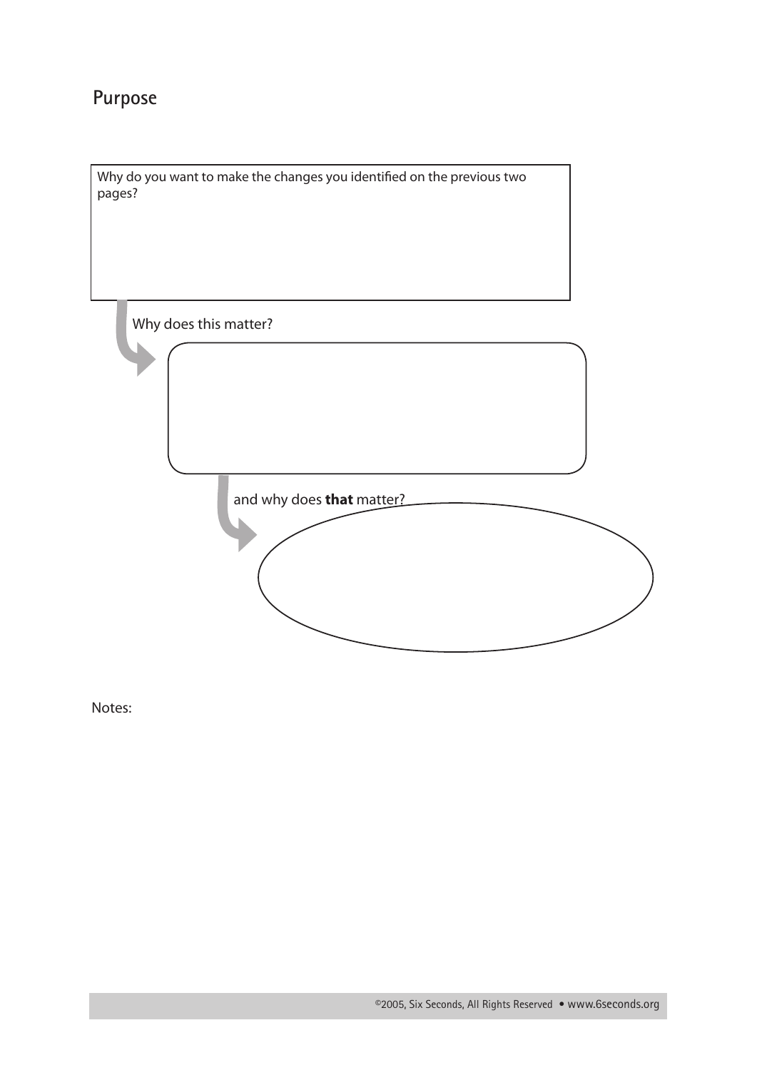## Purpose

Why do you want to make the changes you identified on the previous two pages?

Why does this matter?

and why does **that** matter?

Notes: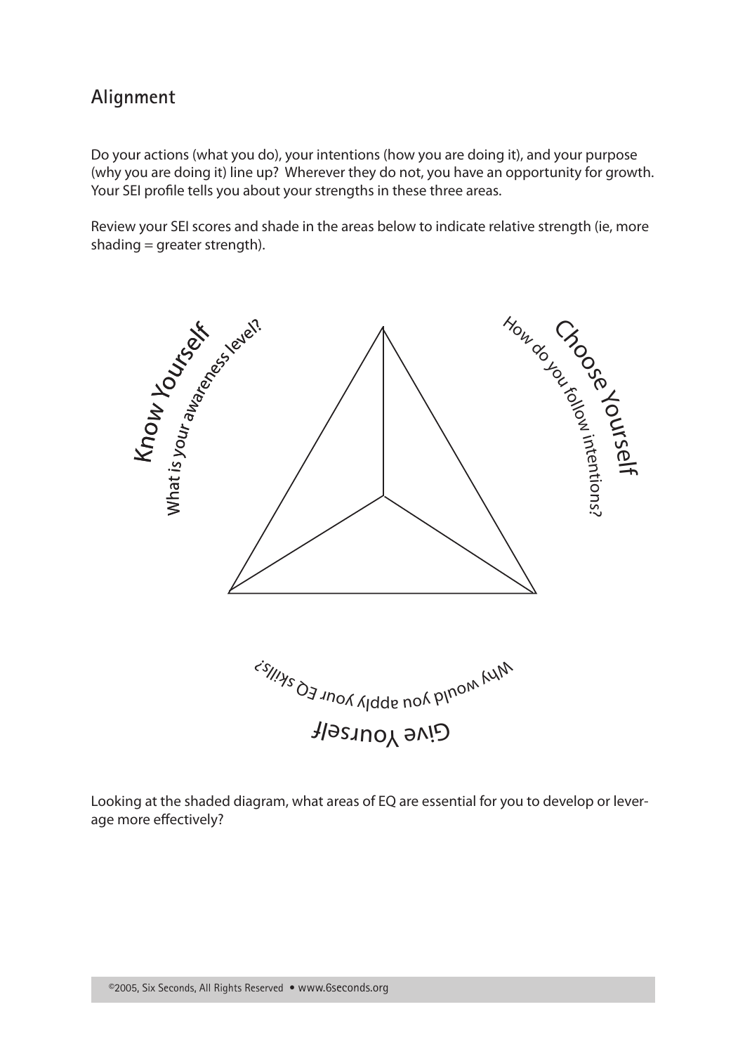## Alignment

Do your actions (what you do), your intentions (how you are doing it), and your purpose (why you are doing it) line up? Wherever they do not, you have an opportunity for growth. Your SEI profile tells you about your strengths in these three areas.

Review your SEI scores and shade in the areas below to indicate relative strength (ie, more shading = greater strength).

Know Yourself

What is your awareness level?

Choose Yourself

How do you follow intentions?

Why would you apply your EQ skills?

Give Yourself

Looking at the shaded diagram, what areas of EQ are essential for you to develop or leverage more effectively?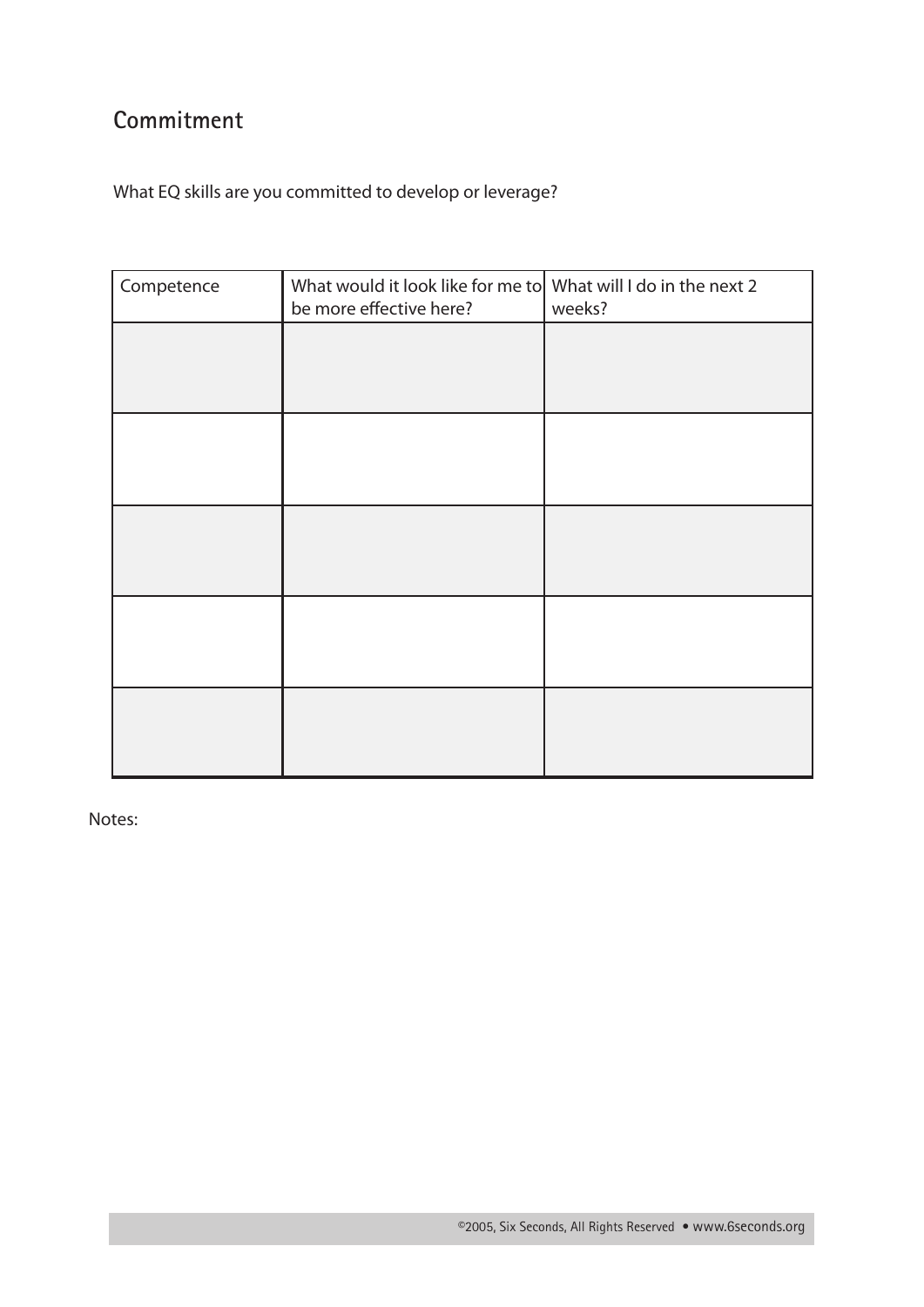## Commitment

What EQ skills are you committed to develop or leverage?

| Competence | What would it look like for me to be more effective here? | What will I do in the next 2 weeks? |
|---|---|---|
| | | |
| | | |
| | | |
| | | |
| | | |

Notes: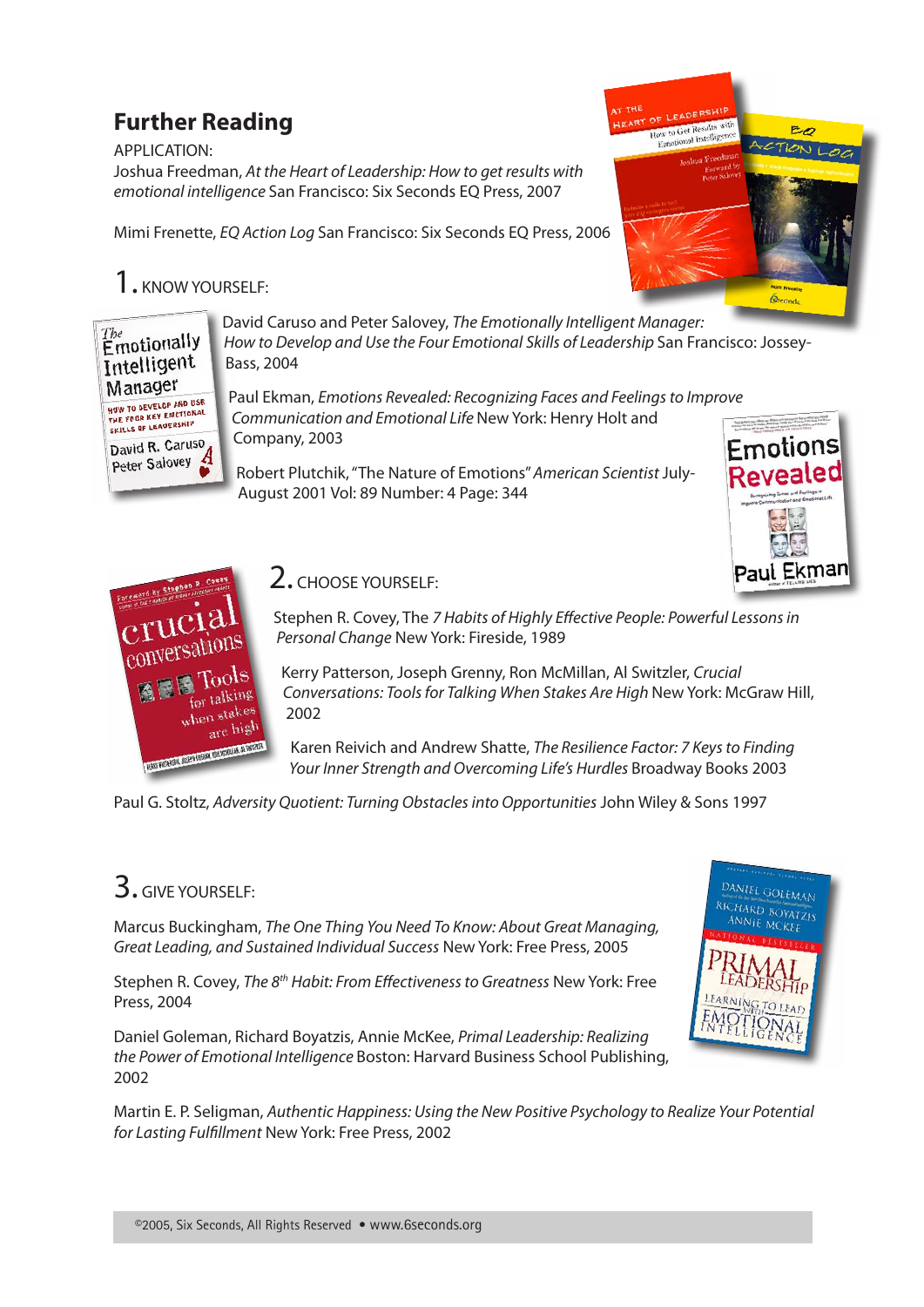## Further Reading

APPLICATION:

Joshua Freedman, *At the Heart of Leadership: How to get results with emotional intelligence* San Francisco: Six Seconds EQ Press, 2007

Mimi Frenette, *EQ Action Log* San Francisco: Six Seconds EQ Press, 2006

### 1. KNOW YOURSELF:

David Caruso and Peter Salovey, *The Emotionally Intelligent Manager: How to Develop and Use the Four Emotional Skills of Leadership* San Francisco: Jossey-Bass, 2004

Paul Ekman, *Emotions Revealed: Recognizing Faces and Feelings to Improve Communication and Emotional Life* New York: Henry Holt and Company, 2003

Robert Plutchik, "The Nature of Emotions" *American Scientist* July-August 2001 Vol: 89 Number: 4 Page: 344

### 2. CHOOSE YOURSELF:

Stephen R. Covey, The *7 Habits of Highly Effective People: Powerful Lessons in Personal Change* New York: Fireside, 1989

Kerry Patterson, Joseph Grenny, Ron McMillan, Al Switzler, *Crucial Conversations: Tools for Talking When Stakes Are High* New York: McGraw Hill, 2002

Karen Reivich and Andrew Shatte, *The Resilience Factor: 7 Keys to Finding Your Inner Strength and Overcoming Life's Hurdles* Broadway Books 2003

Paul G. Stoltz, *Adversity Quotient: Turning Obstacles into Opportunities* John Wiley & Sons 1997

### 3. GIVE YOURSELF:

Marcus Buckingham, *The One Thing You Need To Know: About Great Managing, Great Leading, and Sustained Individual Success* New York: Free Press, 2005

Stephen R. Covey, *The 8th Habit: From Effectiveness to Greatness* New York: Free Press, 2004

Daniel Goleman, Richard Boyatzis, Annie McKee, *Primal Leadership: Realizing the Power of Emotional Intelligence* Boston: Harvard Business School Publishing, 2002

Martin E. P. Seligman, *Authentic Happiness: Using the New Positive Psychology to Realize Your Potential for Lasting Fulfillment* New York: Free Press, 2002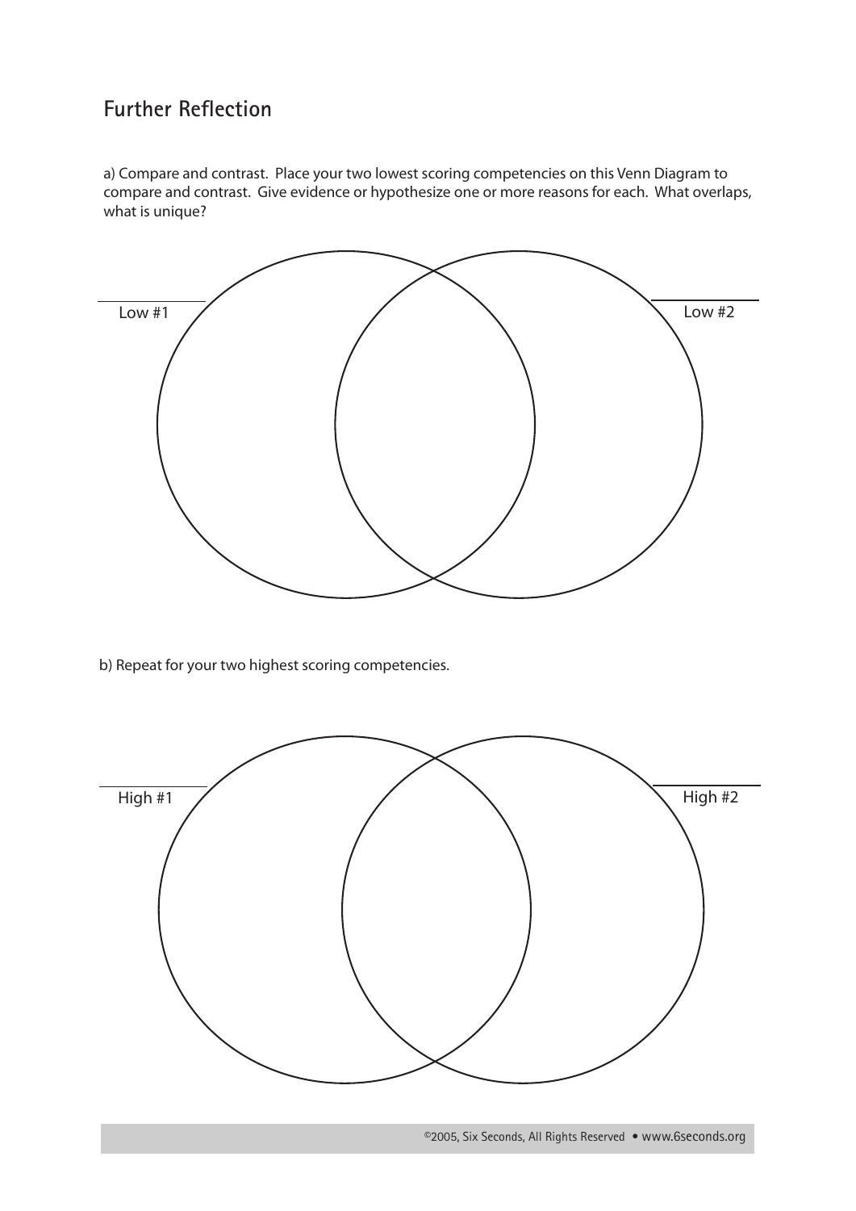## Further Reflection

a) Compare and contrast. Place your two lowest scoring competencies on this Venn Diagram to compare and contrast. Give evidence or hypothesize one or more reasons for each. What overlaps, what is unique?

Low #1 ________

Low #2 ________

b) Repeat for your two highest scoring competencies.

High #1 ________

High #2 ________

©2005, Six Seconds, All Rights Reserved • www.6seconds.org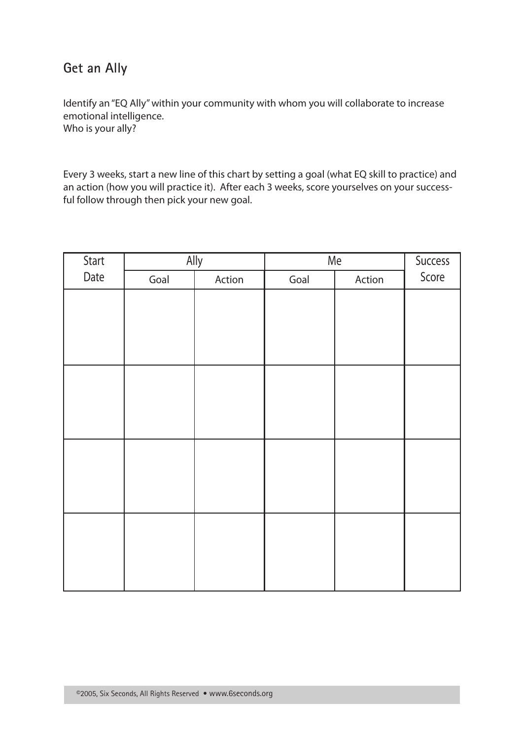## Get an Ally

Identify an "EQ Ally" within your community with whom you will collaborate to increase emotional intelligence.
Who is your ally?

Every 3 weeks, start a new line of this chart by setting a goal (what EQ skill to practice) and an action (how you will practice it). After each 3 weeks, score yourselves on your successful follow through then pick your new goal.

| Start Date | Ally | | Me | | Success Score |
|---|---|---|---|---|---|
| | Goal | Action | Goal | Action | |
| | | | | | |
| | | | | | |
| | | | | | |
| | | | | | |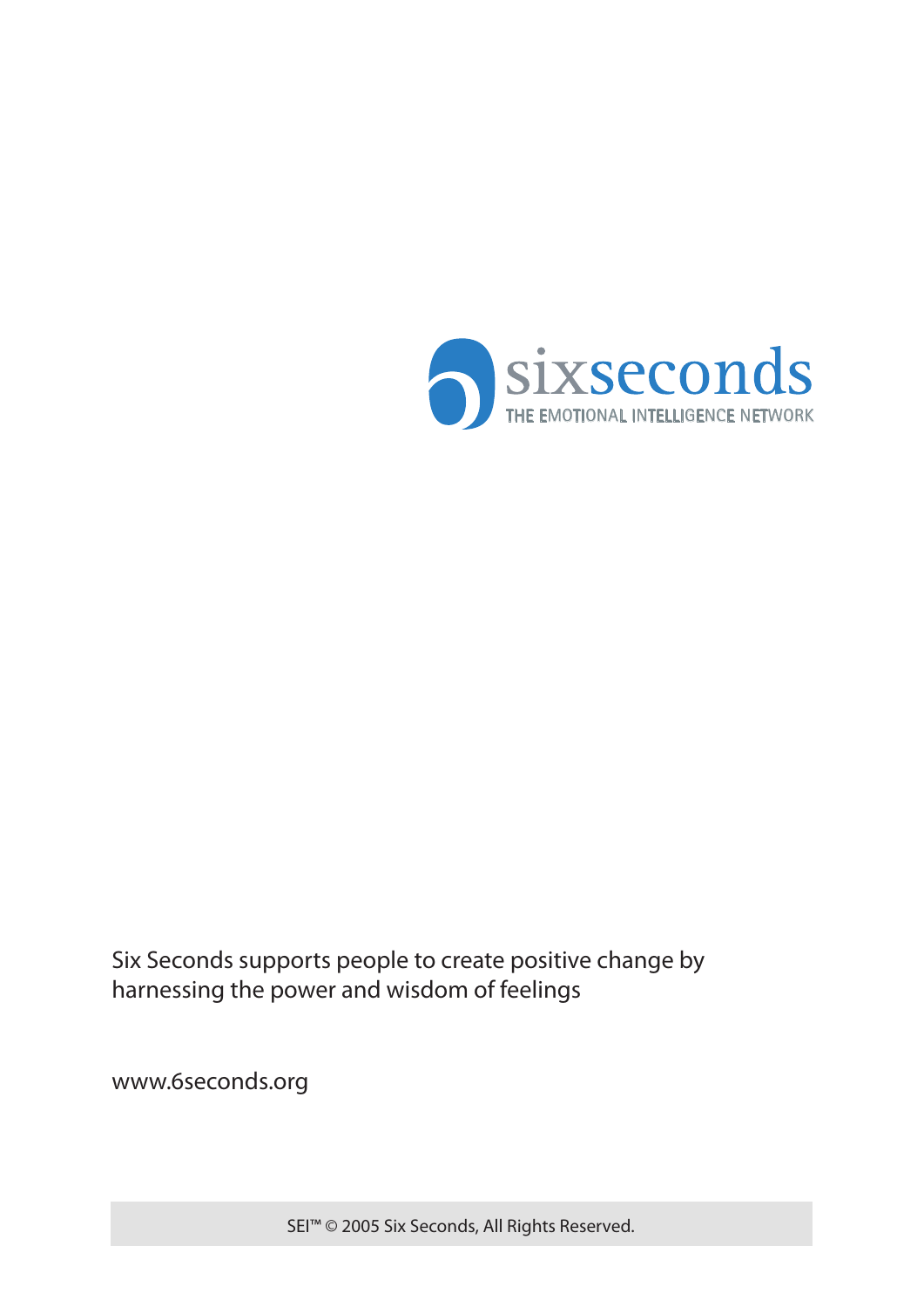sixseconds

THE EMOTIONAL INTELLIGENCE NETWORK

Six Seconds supports people to create positive change by harnessing the power and wisdom of feelings

www.6seconds.org

SEI™ © 2005 Six Seconds, All Rights Reserved.